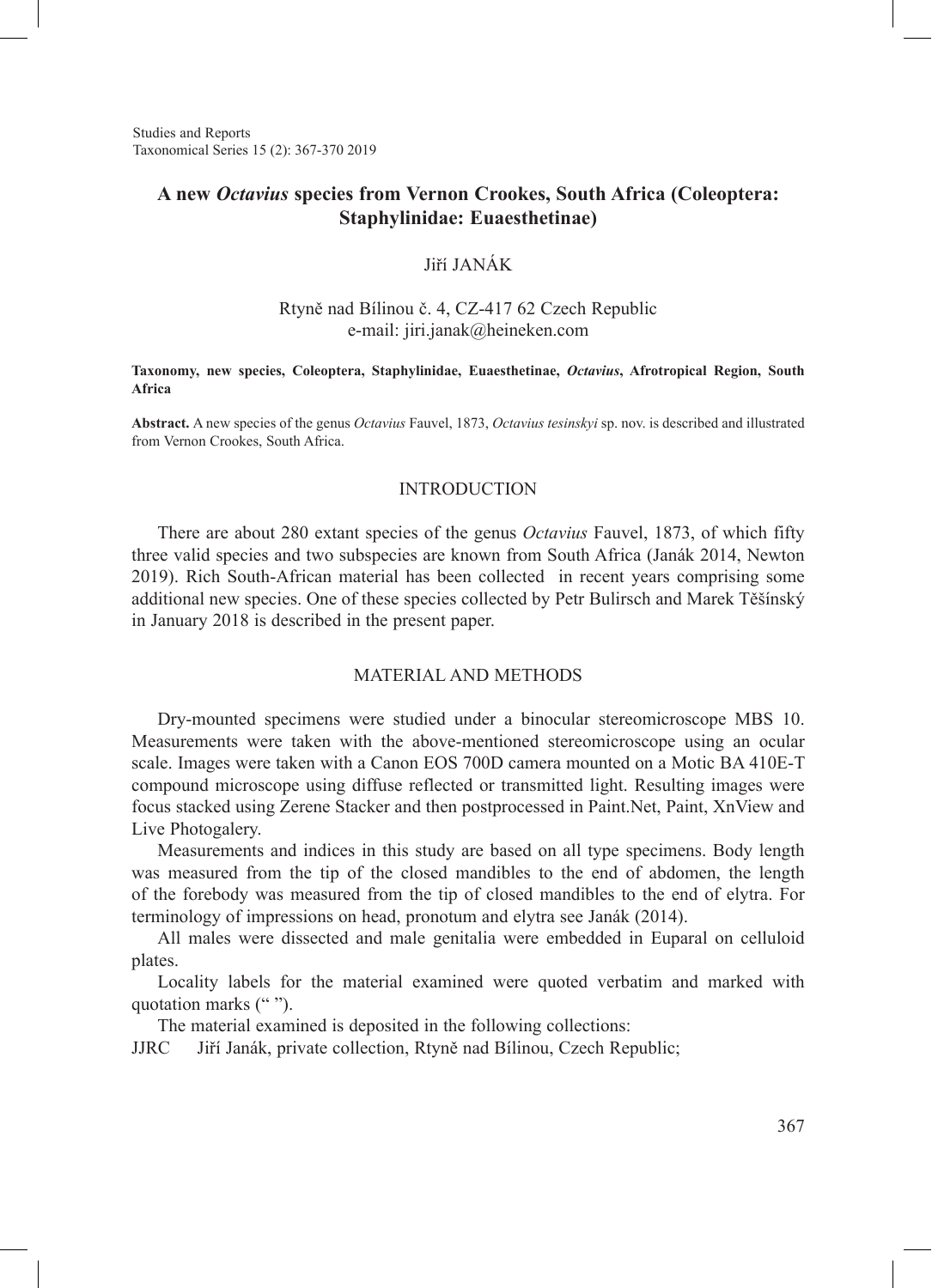# A new *Octavius* species from Vernon Crookes, South Africa (Coleoptera: Staphylinidae: Euaesthetinae)

Jiří JANÁK

Rtyně nad Bílinou č. 4, CZ-417 62 Czech Republic
e-mail: jiri.janak@heineken.com

**Taxonomy, new species, Coleoptera, Staphylinidae, Euaesthetinae, *Octavius*, Afrotropical Region, South Africa**

**Abstract.** A new species of the genus *Octavius* Fauvel, 1873, *Octavius tesinskyi* sp. nov. is described and illustrated from Vernon Crookes, South Africa.

## INTRODUCTION

There are about 280 extant species of the genus *Octavius* Fauvel, 1873, of which fifty three valid species and two subspecies are known from South Africa (Janák 2014, Newton 2019). Rich South-African material has been collected in recent years comprising some additional new species. One of these species collected by Petr Bulirsch and Marek Těšínský in January 2018 is described in the present paper.

## MATERIAL AND METHODS

Dry-mounted specimens were studied under a binocular stereomicroscope MBS 10. Measurements were taken with the above-mentioned stereomicroscope using an ocular scale. Images were taken with a Canon EOS 700D camera mounted on a Motic BA 410E-T compound microscope using diffuse reflected or transmitted light. Resulting images were focus stacked using Zerene Stacker and then postprocessed in Paint.Net, Paint, XnView and Live Photogalery.

Measurements and indices in this study are based on all type specimens. Body length was measured from the tip of the closed mandibles to the end of abdomen, the length of the forebody was measured from the tip of closed mandibles to the end of elytra. For terminology of impressions on head, pronotum and elytra see Janák (2014).

All males were dissected and male genitalia were embedded in Euparal on celluloid plates.

Locality labels for the material examined were quoted verbatim and marked with quotation marks (" ").

The material examined is deposited in the following collections:

JJRC Jiří Janák, private collection, Rtyně nad Bílinou, Czech Republic;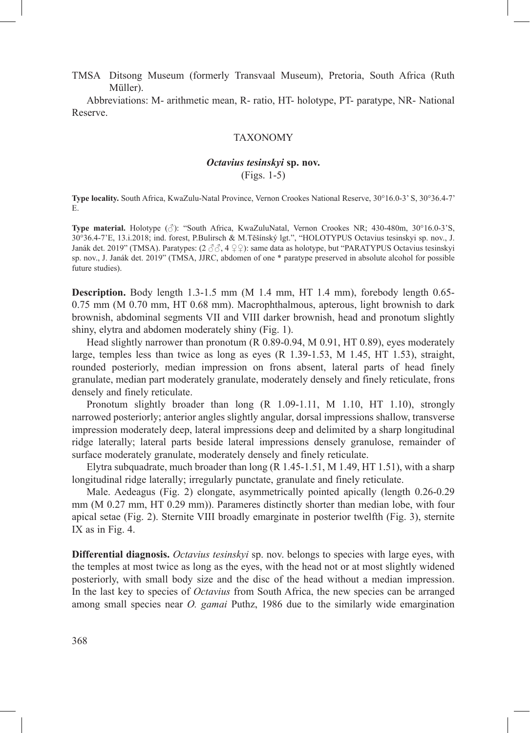TMSA Ditsong Museum (formerly Transvaal Museum), Pretoria, South Africa (Ruth Müller).

Abbreviations: M- arithmetic mean, R- ratio, HT- holotype, PT- paratype, NR- National Reserve.

## TAXONOMY

### *Octavius tesinskyi* sp. nov.
(Figs. 1-5)

**Type locality.** South Africa, KwaZulu-Natal Province, Vernon Crookes National Reserve, 30°16.0-3' S, 30°36.4-7' E.

**Type material.** Holotype (♂): "South Africa, KwaZuluNatal, Vernon Crookes NR; 430-480m, 30°16.0-3'S, 30°36.4-7'E, 13.i.2018; ind. forest, P.Bulirsch & M.Těšínský lgt.", "HOLOTYPUS Octavius tesinskyi sp. nov., J. Janák det. 2019" (TMSA). Paratypes: (2 ♂♂, 4 ♀♀): same data as holotype, but "PARATYPUS Octavius tesinskyi sp. nov., J. Janák det. 2019" (TMSA, JJRC, abdomen of one * paratype preserved in absolute alcohol for possible future studies).

**Description.** Body length 1.3-1.5 mm (M 1.4 mm, HT 1.4 mm), forebody length 0.65-0.75 mm (M 0.70 mm, HT 0.68 mm). Macrophthalmous, apterous, light brownish to dark brownish, abdominal segments VII and VIII darker brownish, head and pronotum slightly shiny, elytra and abdomen moderately shiny (Fig. 1).

Head slightly narrower than pronotum (R 0.89-0.94, M 0.91, HT 0.89), eyes moderately large, temples less than twice as long as eyes (R 1.39-1.53, M 1.45, HT 1.53), straight, rounded posteriorly, median impression on frons absent, lateral parts of head finely granulate, median part moderately granulate, moderately densely and finely reticulate, frons densely and finely reticulate.

Pronotum slightly broader than long (R 1.09-1.11, M 1.10, HT 1.10), strongly narrowed posteriorly; anterior angles slightly angular, dorsal impressions shallow, transverse impression moderately deep, lateral impressions deep and delimited by a sharp longitudinal ridge laterally; lateral parts beside lateral impressions densely granulose, remainder of surface moderately granulate, moderately densely and finely reticulate.

Elytra subquadrate, much broader than long (R 1.45-1.51, M 1.49, HT 1.51), with a sharp longitudinal ridge laterally; irregularly punctate, granulate and finely reticulate.

Male. Aedeagus (Fig. 2) elongate, asymmetrically pointed apically (length 0.26-0.29 mm (M 0.27 mm, HT 0.29 mm)). Parameres distinctly shorter than median lobe, with four apical setae (Fig. 2). Sternite VIII broadly emarginate in posterior twelfth (Fig. 3), sternite IX as in Fig. 4.

**Differential diagnosis.** *Octavius tesinskyi* sp. nov. belongs to species with large eyes, with the temples at most twice as long as the eyes, with the head not or at most slightly widened posteriorly, with small body size and the disc of the head without a median impression. In the last key to species of *Octavius* from South Africa, the new species can be arranged among small species near *O. gamai* Puthz, 1986 due to the similarly wide emargination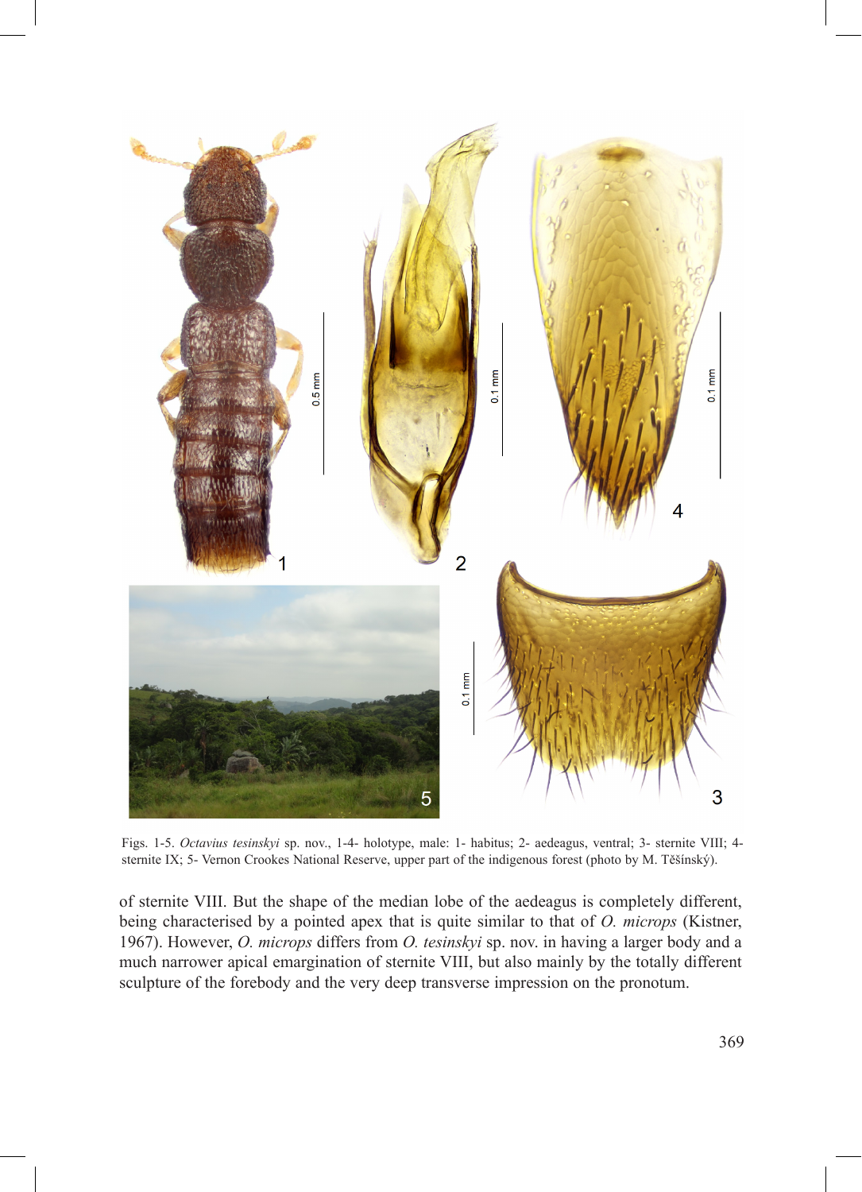Figs. 1-5. *Octavius tesinskyi* sp. nov., 1-4- holotype, male: 1- habitus; 2- aedeagus, ventral; 3- sternite VIII; 4- sternite IX; 5- Vernon Crookes National Reserve, upper part of the indigenous forest (photo by M. Těšínský).

of sternite VIII. But the shape of the median lobe of the aedeagus is completely different, being characterised by a pointed apex that is quite similar to that of *O. microps* (Kistner, 1967). However, *O. microps* differs from *O. tesinskyi* sp. nov. in having a larger body and a much narrower apical emargination of sternite VIII, but also mainly by the totally different sculpture of the forebody and the very deep transverse impression on the pronotum.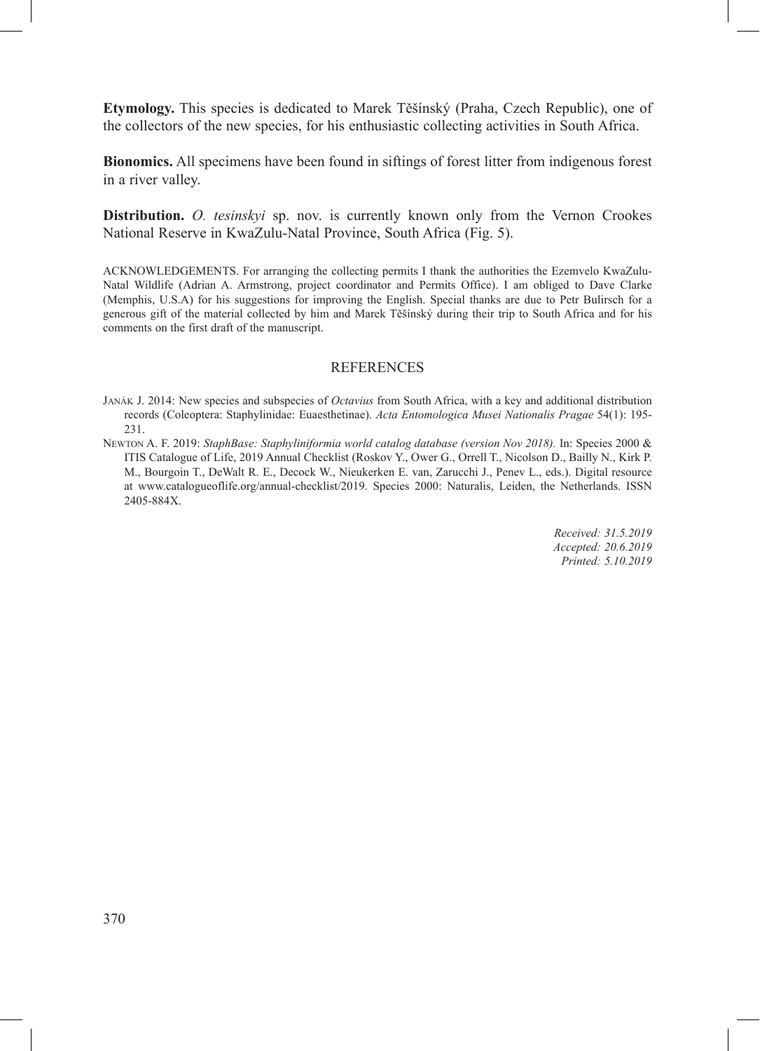**Etymology.** This species is dedicated to Marek Těšínský (Praha, Czech Republic), one of the collectors of the new species, for his enthusiastic collecting activities in South Africa.

**Bionomics.** All specimens have been found in siftings of forest litter from indigenous forest in a river valley.

**Distribution.** *O. tesinskyi* sp. nov. is currently known only from the Vernon Crookes National Reserve in KwaZulu-Natal Province, South Africa (Fig. 5).

ACKNOWLEDGEMENTS. For arranging the collecting permits I thank the authorities the Ezemvelo KwaZulu-Natal Wildlife (Adrian A. Armstrong, project coordinator and Permits Office). I am obliged to Dave Clarke (Memphis, U.S.A) for his suggestions for improving the English. Special thanks are due to Petr Bulirsch for a generous gift of the material collected by him and Marek Těšínský during their trip to South Africa and for his comments on the first draft of the manuscript.

## REFERENCES

Janák J. 2014: New species and subspecies of *Octavius* from South Africa, with a key and additional distribution records (Coleoptera: Staphylinidae: Euaesthetinae). *Acta Entomologica Musei Nationalis Pragae* 54(1): 195-231.

Newton A. F. 2019: *StaphBase: Staphyliniformia world catalog database (version Nov 2018).* In: Species 2000 & ITIS Catalogue of Life, 2019 Annual Checklist (Roskov Y., Ower G., Orrell T., Nicolson D., Bailly N., Kirk P. M., Bourgoin T., DeWalt R. E., Decock W., Nieukerken E. van, Zarucchi J., Penev L., eds.). Digital resource at www.catalogueoflife.org/annual-checklist/2019. Species 2000: Naturalis, Leiden, the Netherlands. ISSN 2405-884X.

*Received: 31.5.2019*
*Accepted: 20.6.2019*
*Printed: 5.10.2019*